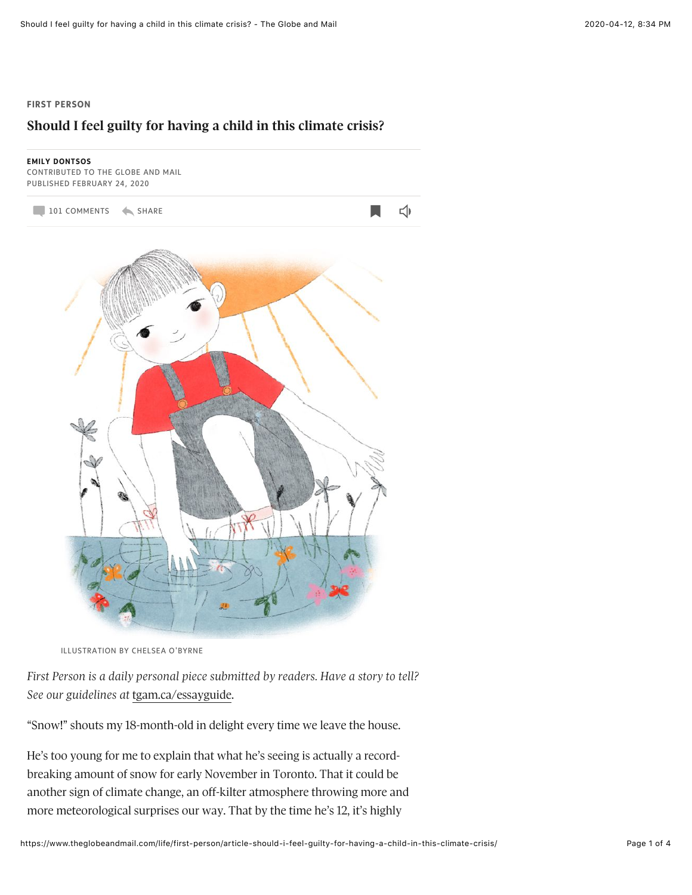FIRST PERSON

# Should I feel guilty for having a child in this climate crisis?

**EMILY DONTSOS**
CONTRIBUTED TO THE GLOBE AND MAIL
PUBLISHED FEBRUARY 24, 2020

101 COMMENTS SHARE

ILLUSTRATION BY CHELSEA O'BYRNE

*First Person is a daily personal piece submitted by readers. Have a story to tell? See our guidelines at* tgam.ca/essayguide.

"Snow!" shouts my 18-month-old in delight every time we leave the house.

He's too young for me to explain that what he's seeing is actually a record-breaking amount of snow for early November in Toronto. That it could be another sign of climate change, an off-kilter atmosphere throwing more and more meteorological surprises our way. That by the time he's 12, it's highly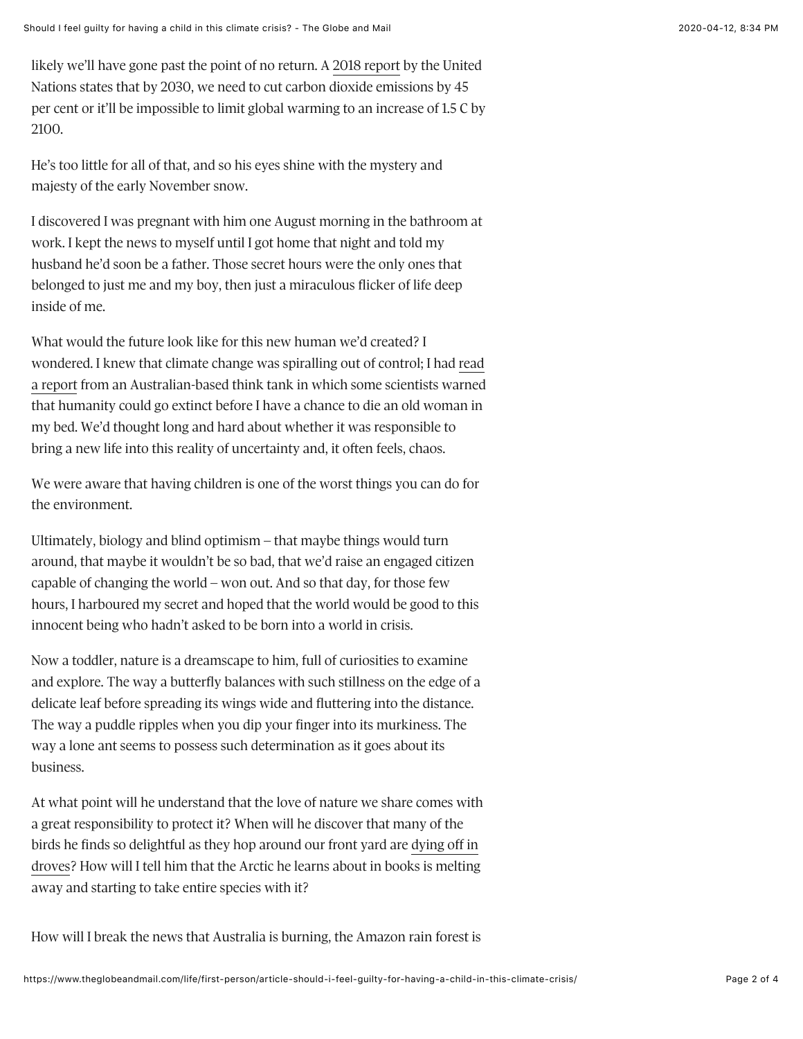likely we'll have gone past the point of no return. A 2018 report by the United Nations states that by 2030, we need to cut carbon dioxide emissions by 45 per cent or it'll be impossible to limit global warming to an increase of 1.5 C by 2100.

He's too little for all of that, and so his eyes shine with the mystery and majesty of the early November snow.

I discovered I was pregnant with him one August morning in the bathroom at work. I kept the news to myself until I got home that night and told my husband he'd soon be a father. Those secret hours were the only ones that belonged to just me and my boy, then just a miraculous flicker of life deep inside of me.

What would the future look like for this new human we'd created? I wondered. I knew that climate change was spiralling out of control; I had read a report from an Australian-based think tank in which some scientists warned that humanity could go extinct before I have a chance to die an old woman in my bed. We'd thought long and hard about whether it was responsible to bring a new life into this reality of uncertainty and, it often feels, chaos.

We were aware that having children is one of the worst things you can do for the environment.

Ultimately, biology and blind optimism – that maybe things would turn around, that maybe it wouldn't be so bad, that we'd raise an engaged citizen capable of changing the world – won out. And so that day, for those few hours, I harboured my secret and hoped that the world would be good to this innocent being who hadn't asked to be born into a world in crisis.

Now a toddler, nature is a dreamscape to him, full of curiosities to examine and explore. The way a butterfly balances with such stillness on the edge of a delicate leaf before spreading its wings wide and fluttering into the distance. The way a puddle ripples when you dip your finger into its murkiness. The way a lone ant seems to possess such determination as it goes about its business.

At what point will he understand that the love of nature we share comes with a great responsibility to protect it? When will he discover that many of the birds he finds so delightful as they hop around our front yard are dying off in droves? How will I tell him that the Arctic he learns about in books is melting away and starting to take entire species with it?

How will I break the news that Australia is burning, the Amazon rain forest is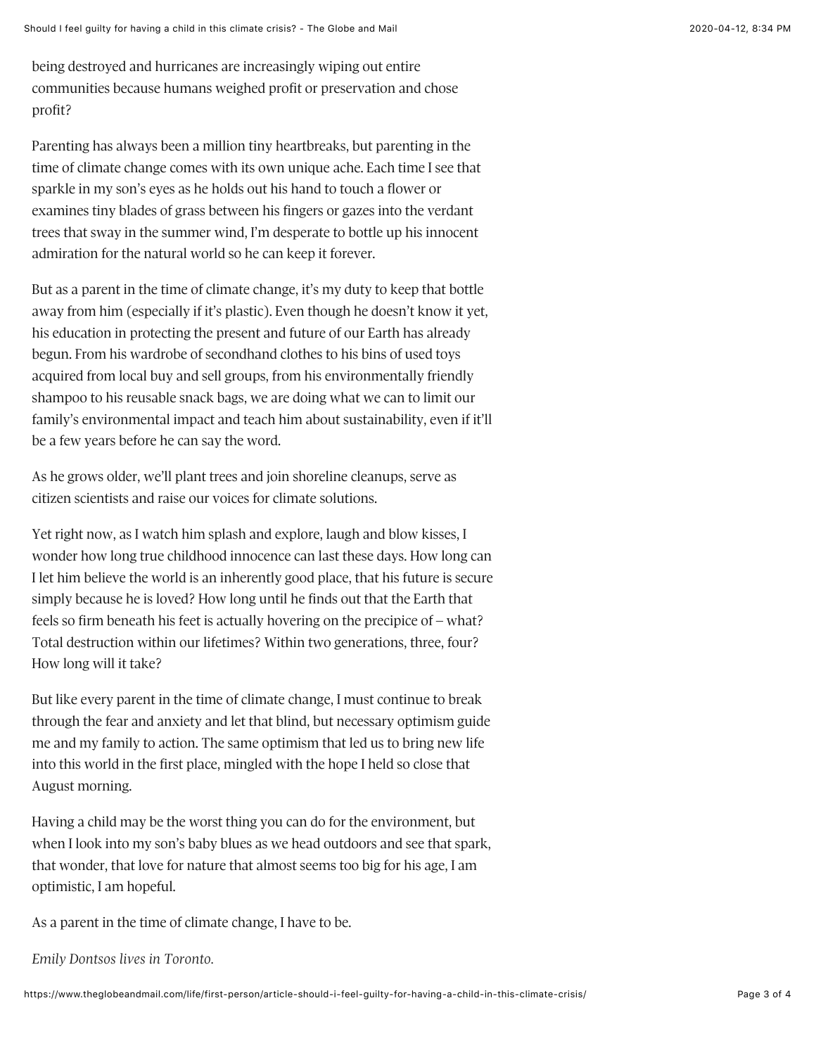being destroyed and hurricanes are increasingly wiping out entire communities because humans weighed profit or preservation and chose profit?

Parenting has always been a million tiny heartbreaks, but parenting in the time of climate change comes with its own unique ache. Each time I see that sparkle in my son's eyes as he holds out his hand to touch a flower or examines tiny blades of grass between his fingers or gazes into the verdant trees that sway in the summer wind, I'm desperate to bottle up his innocent admiration for the natural world so he can keep it forever.

But as a parent in the time of climate change, it's my duty to keep that bottle away from him (especially if it's plastic). Even though he doesn't know it yet, his education in protecting the present and future of our Earth has already begun. From his wardrobe of secondhand clothes to his bins of used toys acquired from local buy and sell groups, from his environmentally friendly shampoo to his reusable snack bags, we are doing what we can to limit our family's environmental impact and teach him about sustainability, even if it'll be a few years before he can say the word.

As he grows older, we'll plant trees and join shoreline cleanups, serve as citizen scientists and raise our voices for climate solutions.

Yet right now, as I watch him splash and explore, laugh and blow kisses, I wonder how long true childhood innocence can last these days. How long can I let him believe the world is an inherently good place, that his future is secure simply because he is loved? How long until he finds out that the Earth that feels so firm beneath his feet is actually hovering on the precipice of – what? Total destruction within our lifetimes? Within two generations, three, four? How long will it take?

But like every parent in the time of climate change, I must continue to break through the fear and anxiety and let that blind, but necessary optimism guide me and my family to action. The same optimism that led us to bring new life into this world in the first place, mingled with the hope I held so close that August morning.

Having a child may be the worst thing you can do for the environment, but when I look into my son's baby blues as we head outdoors and see that spark, that wonder, that love for nature that almost seems too big for his age, I am optimistic, I am hopeful.

As a parent in the time of climate change, I have to be.

*Emily Dontsos lives in Toronto.*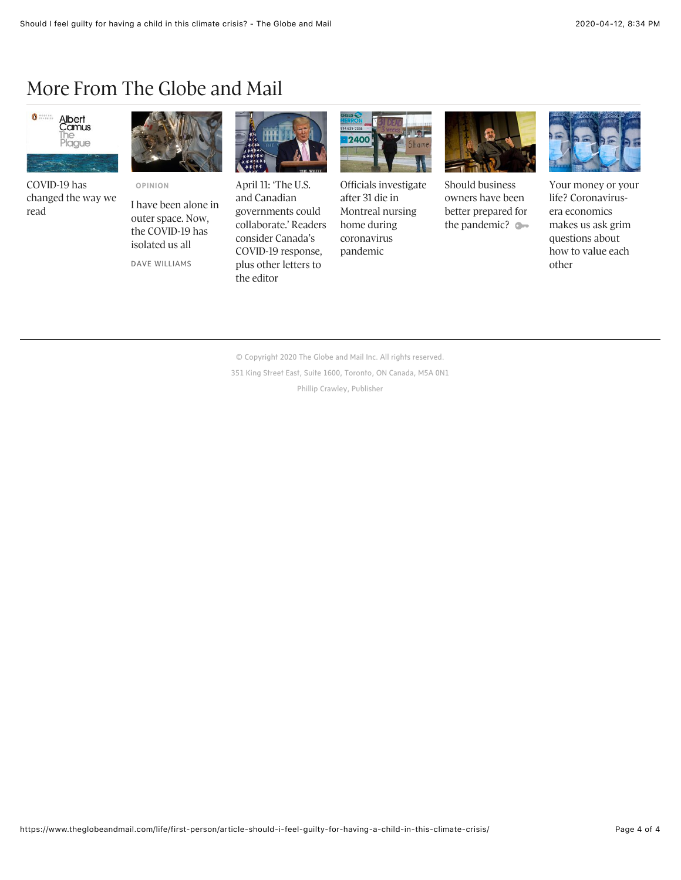## More From The Globe and Mail

COVID-19 has changed the way we read

OPINION

I have been alone in outer space. Now, the COVID-19 has isolated us all

DAVE WILLIAMS

April 11: 'The U.S. and Canadian governments could collaborate.' Readers consider Canada's COVID-19 response, plus other letters to the editor

Officials investigate after 31 die in Montreal nursing home during coronavirus pandemic

Should business owners have been better prepared for the pandemic?

Your money or your life? Coronavirus-era economics makes us ask grim questions about how to value each other

© Copyright 2020 The Globe and Mail Inc. All rights reserved.

351 King Street East, Suite 1600, Toronto, ON Canada, M5A 0N1

Phillip Crawley, Publisher